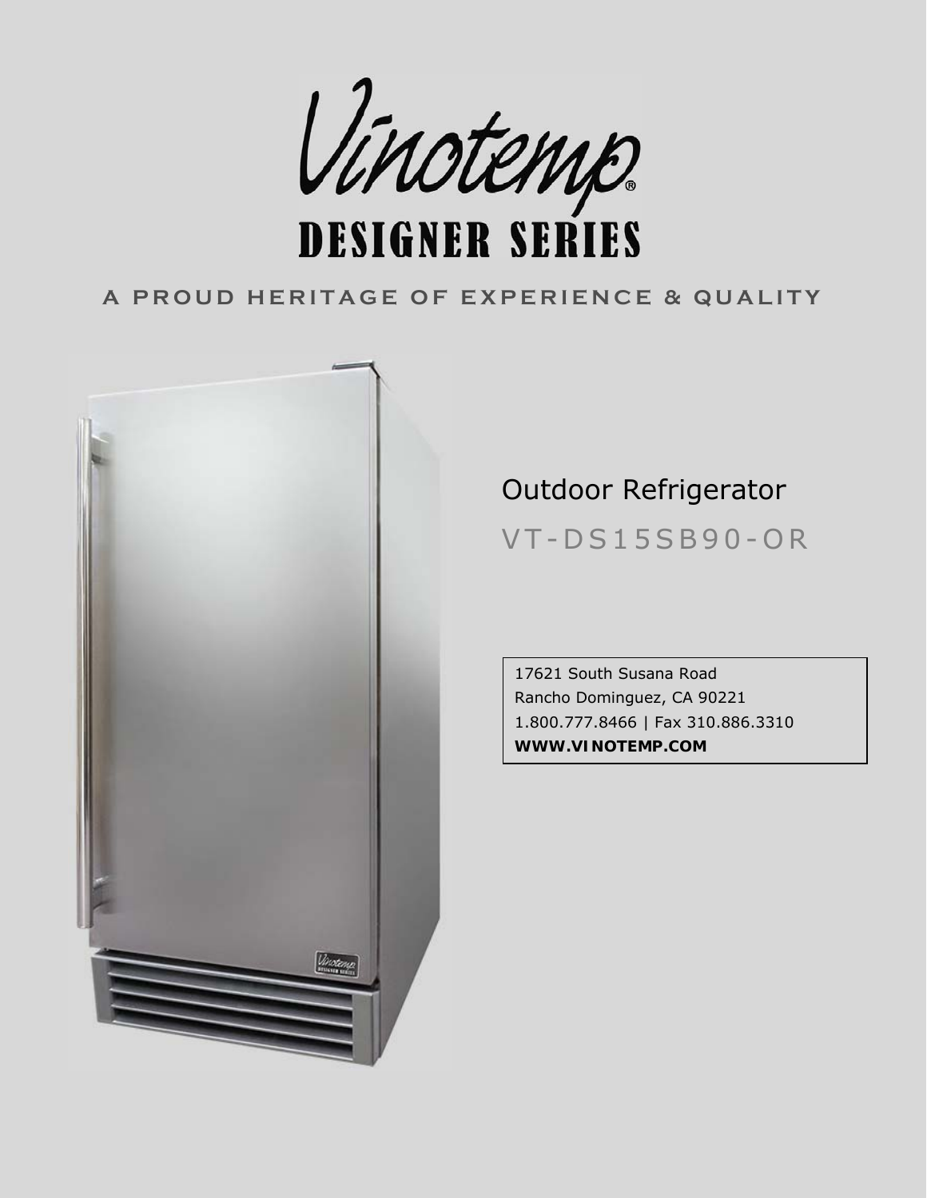# Vinotemp®

## DESIGNER SERIES

A PROUD HERITAGE OF EXPERIENCE & QUALITY

Outdoor Refrigerator

VT-DS15SB90-OR

17621 South Susana Road
Rancho Dominguez, CA 90221
1.800.777.8466 | Fax 310.886.3310
**WWW.VINOTEMP.COM**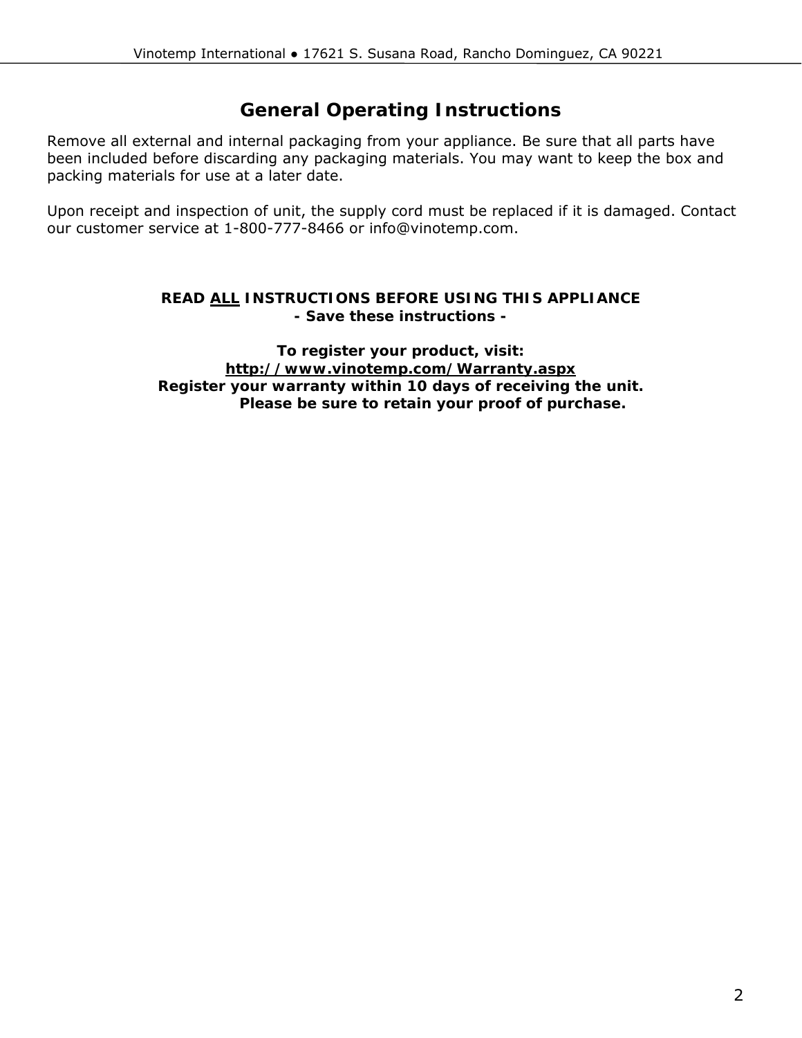# General Operating Instructions

Remove all external and internal packaging from your appliance. Be sure that all parts have been included before discarding any packaging materials. You may want to keep the box and packing materials for use at a later date.

Upon receipt and inspection of unit, the supply cord must be replaced if it is damaged. Contact our customer service at 1-800-777-8466 or info@vinotemp.com.

**READ ALL INSTRUCTIONS BEFORE USING THIS APPLIANCE**
**- Save these instructions -**

**To register your product, visit:**
**http://www.vinotemp.com/Warranty.aspx**
**Register your warranty within 10 days of receiving the unit.**
**Please be sure to retain your proof of purchase.**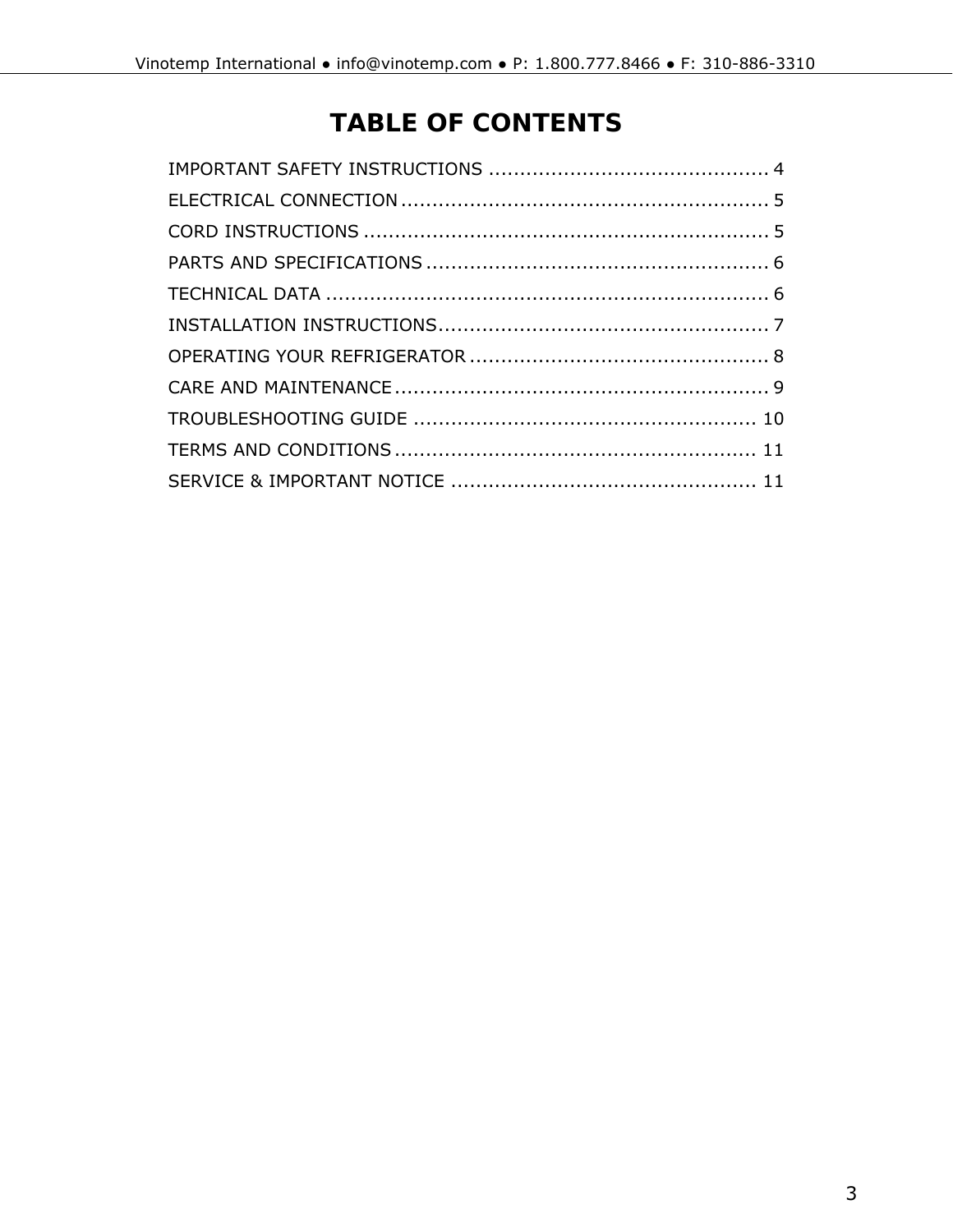# TABLE OF CONTENTS

IMPORTANT SAFETY INSTRUCTIONS ............................................ 4
ELECTRICAL CONNECTION ........................................................... 5
CORD INSTRUCTIONS ................................................................ 5
PARTS AND SPECIFICATIONS ....................................................... 6
TECHNICAL DATA ...................................................................... 6
INSTALLATION INSTRUCTIONS..................................................... 7
OPERATING YOUR REFRIGERATOR ................................................ 8
CARE AND MAINTENANCE ............................................................ 9
TROUBLESHOOTING GUIDE ....................................................... 10
TERMS AND CONDITIONS .......................................................... 11
SERVICE & IMPORTANT NOTICE ................................................. 11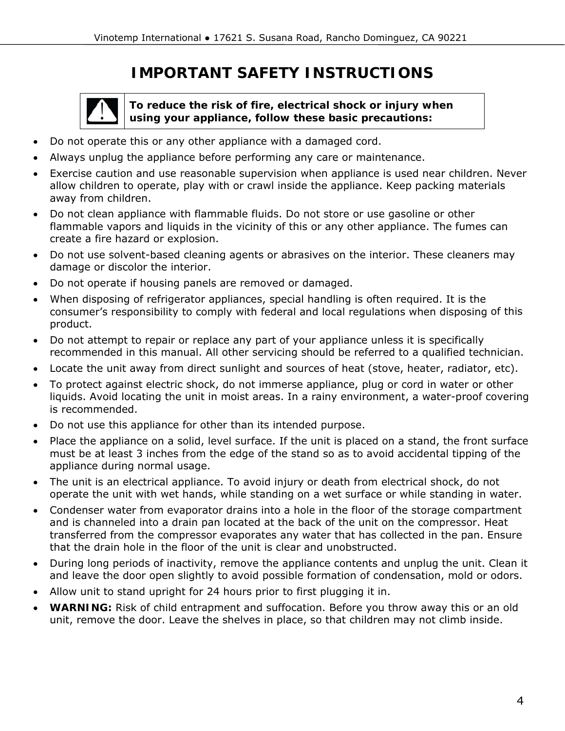# IMPORTANT SAFETY INSTRUCTIONS

**To reduce the risk of fire, electrical shock or injury when using your appliance, follow these basic precautions:**

- Do not operate this or any other appliance with a damaged cord.
- Always unplug the appliance before performing any care or maintenance.
- Exercise caution and use reasonable supervision when appliance is used near children. Never allow children to operate, play with or crawl inside the appliance. Keep packing materials away from children.
- Do not clean appliance with flammable fluids. Do not store or use gasoline or other flammable vapors and liquids in the vicinity of this or any other appliance. The fumes can create a fire hazard or explosion.
- Do not use solvent-based cleaning agents or abrasives on the interior. These cleaners may damage or discolor the interior.
- Do not operate if housing panels are removed or damaged.
- When disposing of refrigerator appliances, special handling is often required. It is the consumer's responsibility to comply with federal and local regulations when disposing of this product.
- Do not attempt to repair or replace any part of your appliance unless it is specifically recommended in this manual. All other servicing should be referred to a qualified technician.
- Locate the unit away from direct sunlight and sources of heat (stove, heater, radiator, etc).
- To protect against electric shock, do not immerse appliance, plug or cord in water or other liquids. Avoid locating the unit in moist areas. In a rainy environment, a water-proof covering is recommended.
- Do not use this appliance for other than its intended purpose.
- Place the appliance on a solid, level surface. If the unit is placed on a stand, the front surface must be at least 3 inches from the edge of the stand so as to avoid accidental tipping of the appliance during normal usage.
- The unit is an electrical appliance. To avoid injury or death from electrical shock, do not operate the unit with wet hands, while standing on a wet surface or while standing in water.
- Condenser water from evaporator drains into a hole in the floor of the storage compartment and is channeled into a drain pan located at the back of the unit on the compressor. Heat transferred from the compressor evaporates any water that has collected in the pan. Ensure that the drain hole in the floor of the unit is clear and unobstructed.
- During long periods of inactivity, remove the appliance contents and unplug the unit. Clean it and leave the door open slightly to avoid possible formation of condensation, mold or odors.
- Allow unit to stand upright for 24 hours prior to first plugging it in.
- **WARNING:** Risk of child entrapment and suffocation. Before you throw away this or an old unit, remove the door. Leave the shelves in place, so that children may not climb inside.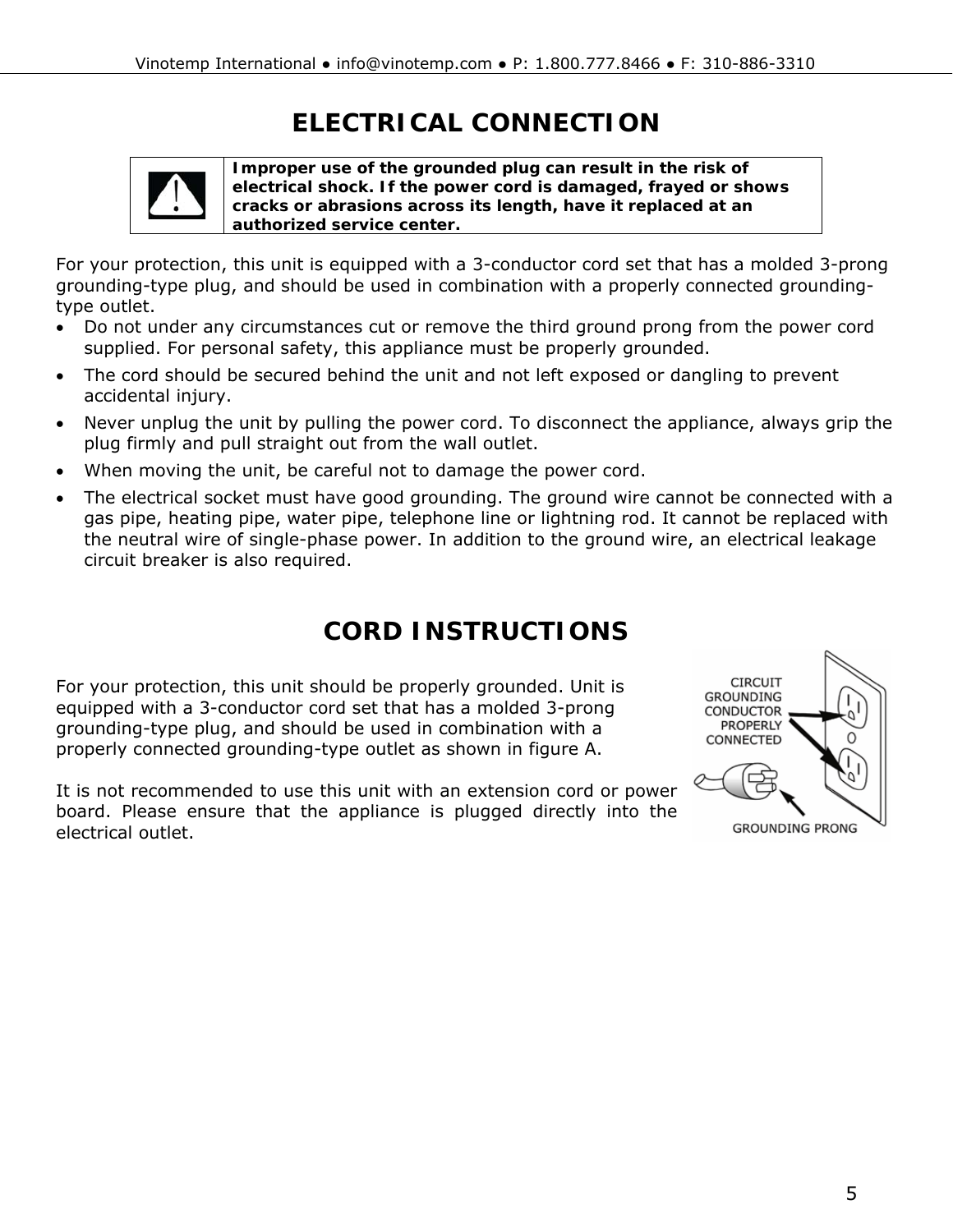# ELECTRICAL CONNECTION

| | |
|---|---|
| ⚠ | **Improper use of the grounded plug can result in the risk of electrical shock. If the power cord is damaged, frayed or shows cracks or abrasions across its length, have it replaced at an authorized service center.** |

For your protection, this unit is equipped with a 3-conductor cord set that has a molded 3-prong grounding-type plug, and should be used in combination with a properly connected grounding-type outlet.

- Do not under any circumstances cut or remove the third ground prong from the power cord supplied. For personal safety, this appliance must be properly grounded.
- The cord should be secured behind the unit and not left exposed or dangling to prevent accidental injury.
- Never unplug the unit by pulling the power cord. To disconnect the appliance, always grip the plug firmly and pull straight out from the wall outlet.
- When moving the unit, be careful not to damage the power cord.
- The electrical socket must have good grounding. The ground wire cannot be connected with a gas pipe, heating pipe, water pipe, telephone line or lightning rod. It cannot be replaced with the neutral wire of single-phase power. In addition to the ground wire, an electrical leakage circuit breaker is also required.

# CORD INSTRUCTIONS

For your protection, this unit should be properly grounded. Unit is equipped with a 3-conductor cord set that has a molded 3-prong grounding-type plug, and should be used in combination with a properly connected grounding-type outlet as shown in figure A.

It is not recommended to use this unit with an extension cord or power board. Please ensure that the appliance is plugged directly into the electrical outlet.

CIRCUIT GROUNDING CONDUCTOR PROPERLY CONNECTED

GROUNDING PRONG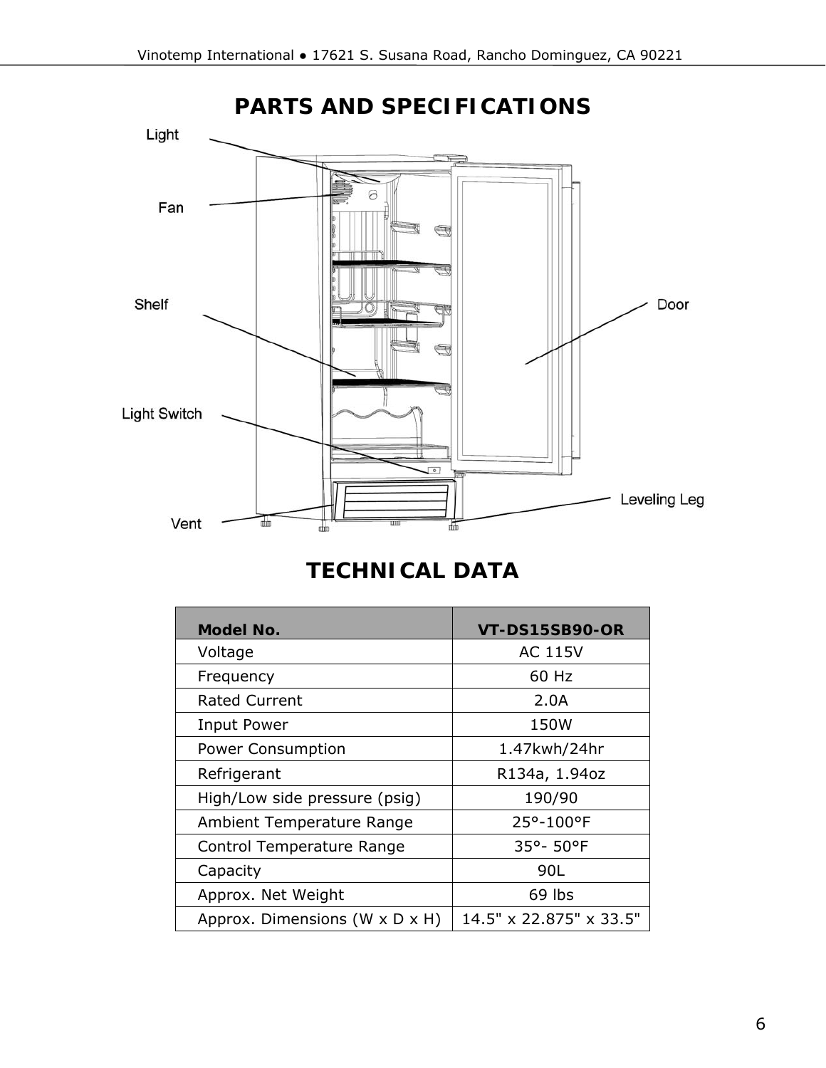# PARTS AND SPECIFICATIONS

Light

Fan

Shelf

Light Switch

Vent

Door

Leveling Leg

# TECHNICAL DATA

| Model No. | VT-DS15SB90-OR |
|---|---|
| Voltage | AC 115V |
| Frequency | 60 Hz |
| Rated Current | 2.0A |
| Input Power | 150W |
| Power Consumption | 1.47kwh/24hr |
| Refrigerant | R134a, 1.94oz |
| High/Low side pressure (psig) | 190/90 |
| Ambient Temperature Range | 25°-100°F |
| Control Temperature Range | 35°- 50°F |
| Capacity | 90L |
| Approx. Net Weight | 69 lbs |
| Approx. Dimensions (W x D x H) | 14.5" x 22.875" x 33.5" |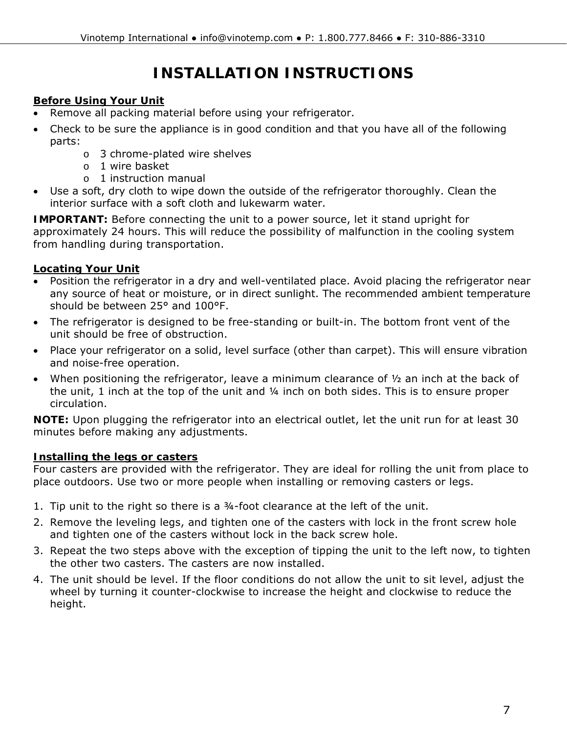# INSTALLATION INSTRUCTIONS

**Before Using Your Unit**

- Remove all packing material before using your refrigerator.
- Check to be sure the appliance is in good condition and that you have all of the following parts:
  - 3 chrome-plated wire shelves
  - 1 wire basket
  - 1 instruction manual
- Use a soft, dry cloth to wipe down the outside of the refrigerator thoroughly. Clean the interior surface with a soft cloth and lukewarm water.

**IMPORTANT:** Before connecting the unit to a power source, let it stand upright for approximately 24 hours. This will reduce the possibility of malfunction in the cooling system from handling during transportation.

**Locating Your Unit**

- Position the refrigerator in a dry and well-ventilated place. Avoid placing the refrigerator near any source of heat or moisture, or in direct sunlight. The recommended ambient temperature should be between 25° and 100°F.
- The refrigerator is designed to be free-standing or built-in. The bottom front vent of the unit should be free of obstruction.
- Place your refrigerator on a solid, level surface (other than carpet). This will ensure vibration and noise-free operation.
- When positioning the refrigerator, leave a minimum clearance of ½ an inch at the back of the unit, 1 inch at the top of the unit and ¼ inch on both sides. This is to ensure proper circulation.

**NOTE:** Upon plugging the refrigerator into an electrical outlet, let the unit run for at least 30 minutes before making any adjustments.

**Installing the legs or casters**

Four casters are provided with the refrigerator. They are ideal for rolling the unit from place to place outdoors. Use two or more people when installing or removing casters or legs.

1. Tip unit to the right so there is a ¾-foot clearance at the left of the unit.
2. Remove the leveling legs, and tighten one of the casters with lock in the front screw hole and tighten one of the casters without lock in the back screw hole.
3. Repeat the two steps above with the exception of tipping the unit to the left now, to tighten the other two casters. The casters are now installed.
4. The unit should be level. If the floor conditions do not allow the unit to sit level, adjust the wheel by turning it counter-clockwise to increase the height and clockwise to reduce the height.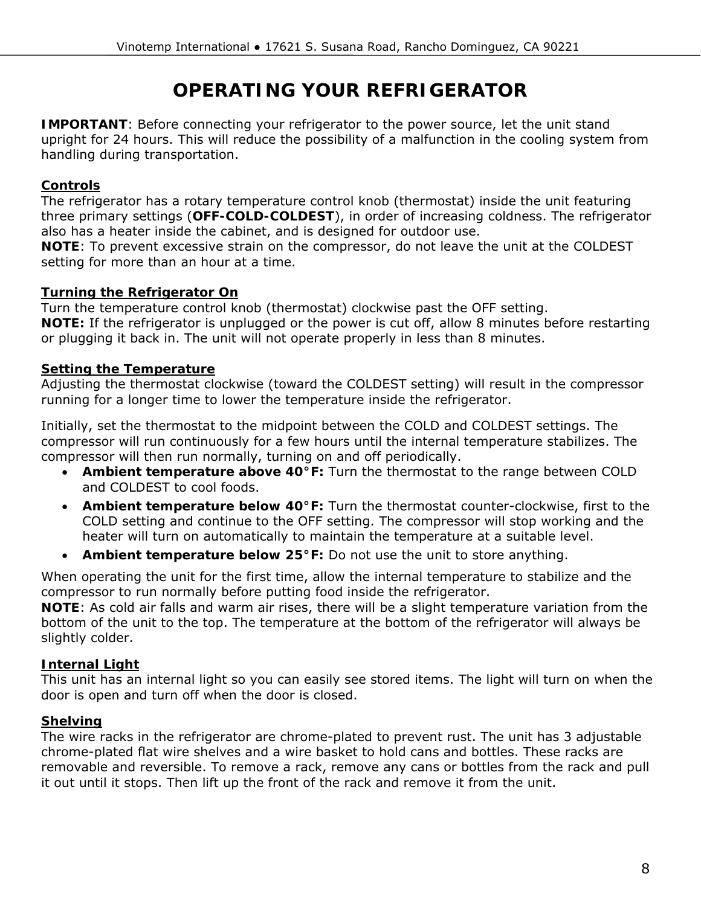# OPERATING YOUR REFRIGERATOR

**IMPORTANT**: Before connecting your refrigerator to the power source, let the unit stand upright for 24 hours. This will reduce the possibility of a malfunction in the cooling system from handling during transportation.

## Controls

The refrigerator has a rotary temperature control knob (thermostat) inside the unit featuring three primary settings (**OFF-COLD-COLDEST**), in order of increasing coldness. The refrigerator also has a heater inside the cabinet, and is designed for outdoor use.

**NOTE**: To prevent excessive strain on the compressor, do not leave the unit at the COLDEST setting for more than an hour at a time.

## Turning the Refrigerator On

Turn the temperature control knob (thermostat) clockwise past the OFF setting.

**NOTE:** If the refrigerator is unplugged or the power is cut off, allow 8 minutes before restarting or plugging it back in. The unit will not operate properly in less than 8 minutes.

## Setting the Temperature

Adjusting the thermostat clockwise (toward the COLDEST setting) will result in the compressor running for a longer time to lower the temperature inside the refrigerator.

Initially, set the thermostat to the midpoint between the COLD and COLDEST settings. The compressor will run continuously for a few hours until the internal temperature stabilizes. The compressor will then run normally, turning on and off periodically.

- **Ambient temperature above 40°F:** Turn the thermostat to the range between COLD and COLDEST to cool foods.
- **Ambient temperature below 40°F:** Turn the thermostat counter-clockwise, first to the COLD setting and continue to the OFF setting. The compressor will stop working and the heater will turn on automatically to maintain the temperature at a suitable level.
- **Ambient temperature below 25°F:** Do not use the unit to store anything.

When operating the unit for the first time, allow the internal temperature to stabilize and the compressor to run normally before putting food inside the refrigerator.

**NOTE**: As cold air falls and warm air rises, there will be a slight temperature variation from the bottom of the unit to the top. The temperature at the bottom of the refrigerator will always be slightly colder.

## Internal Light

This unit has an internal light so you can easily see stored items. The light will turn on when the door is open and turn off when the door is closed.

## Shelving

The wire racks in the refrigerator are chrome-plated to prevent rust. The unit has 3 adjustable chrome-plated flat wire shelves and a wire basket to hold cans and bottles. These racks are removable and reversible. To remove a rack, remove any cans or bottles from the rack and pull it out until it stops. Then lift up the front of the rack and remove it from the unit.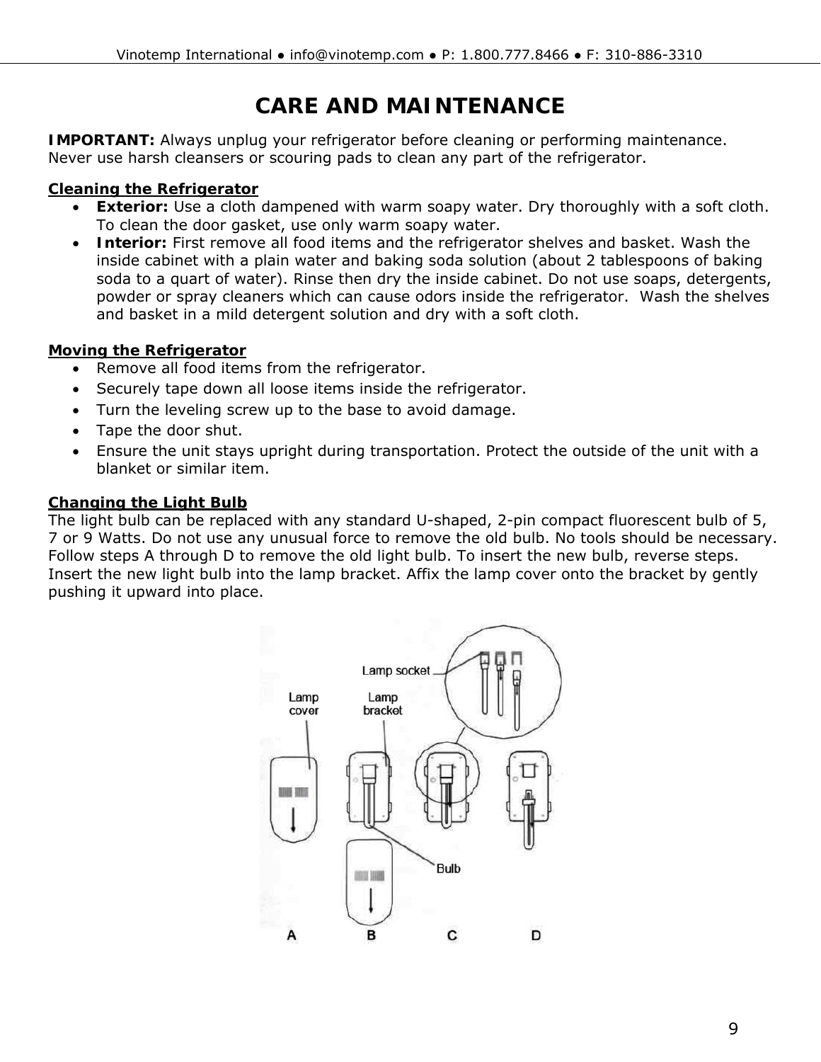# CARE AND MAINTENANCE

**IMPORTANT:** Always unplug your refrigerator before cleaning or performing maintenance. Never use harsh cleansers or scouring pads to clean any part of the refrigerator.

**Cleaning the Refrigerator**

- **Exterior:** Use a cloth dampened with warm soapy water. Dry thoroughly with a soft cloth. To clean the door gasket, use only warm soapy water.
- **Interior:** First remove all food items and the refrigerator shelves and basket. Wash the inside cabinet with a plain water and baking soda solution (about 2 tablespoons of baking soda to a quart of water). Rinse then dry the inside cabinet. Do not use soaps, detergents, powder or spray cleaners which can cause odors inside the refrigerator. Wash the shelves and basket in a mild detergent solution and dry with a soft cloth.

**Moving the Refrigerator**

- Remove all food items from the refrigerator.
- Securely tape down all loose items inside the refrigerator.
- Turn the leveling screw up to the base to avoid damage.
- Tape the door shut.
- Ensure the unit stays upright during transportation. Protect the outside of the unit with a blanket or similar item.

**Changing the Light Bulb**

The light bulb can be replaced with any standard U-shaped, 2-pin compact fluorescent bulb of 5, 7 or 9 Watts. Do not use any unusual force to remove the old bulb. No tools should be necessary. Follow steps A through D to remove the old light bulb. To insert the new bulb, reverse steps. Insert the new light bulb into the lamp bracket. Affix the lamp cover onto the bracket by gently pushing it upward into place.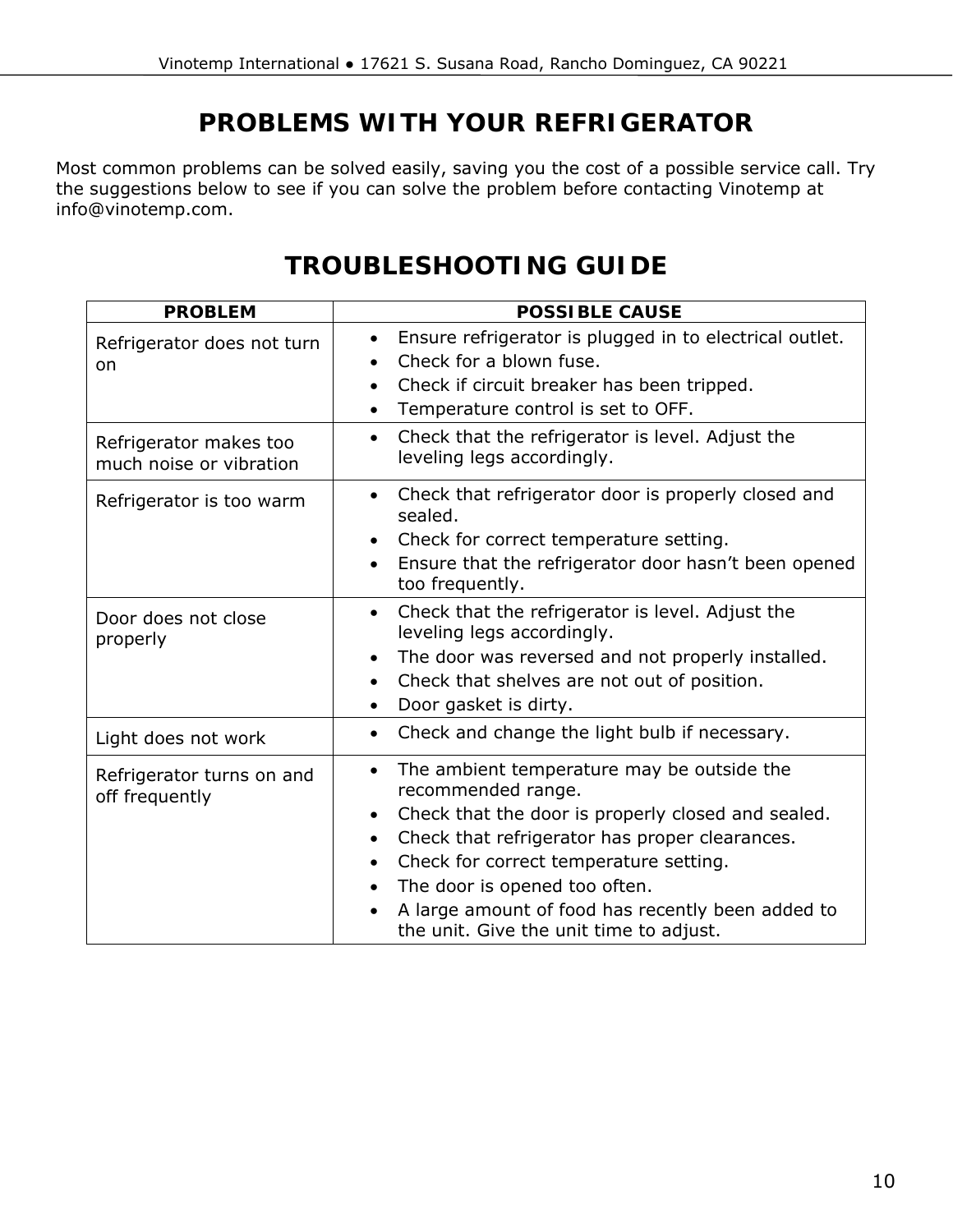# PROBLEMS WITH YOUR REFRIGERATOR

Most common problems can be solved easily, saving you the cost of a possible service call. Try the suggestions below to see if you can solve the problem before contacting Vinotemp at info@vinotemp.com.

# TROUBLESHOOTING GUIDE

| PROBLEM | POSSIBLE CAUSE |
| --- | --- |
| Refrigerator does not turn on | • Ensure refrigerator is plugged in to electrical outlet.<br>• Check for a blown fuse.<br>• Check if circuit breaker has been tripped.<br>• Temperature control is set to OFF. |
| Refrigerator makes too much noise or vibration | • Check that the refrigerator is level. Adjust the leveling legs accordingly. |
| Refrigerator is too warm | • Check that refrigerator door is properly closed and sealed.<br>• Check for correct temperature setting.<br>• Ensure that the refrigerator door hasn't been opened too frequently. |
| Door does not close properly | • Check that the refrigerator is level. Adjust the leveling legs accordingly.<br>• The door was reversed and not properly installed.<br>• Check that shelves are not out of position.<br>• Door gasket is dirty. |
| Light does not work | • Check and change the light bulb if necessary. |
| Refrigerator turns on and off frequently | • The ambient temperature may be outside the recommended range.<br>• Check that the door is properly closed and sealed.<br>• Check that refrigerator has proper clearances.<br>• Check for correct temperature setting.<br>• The door is opened too often.<br>• A large amount of food has recently been added to the unit. Give the unit time to adjust. |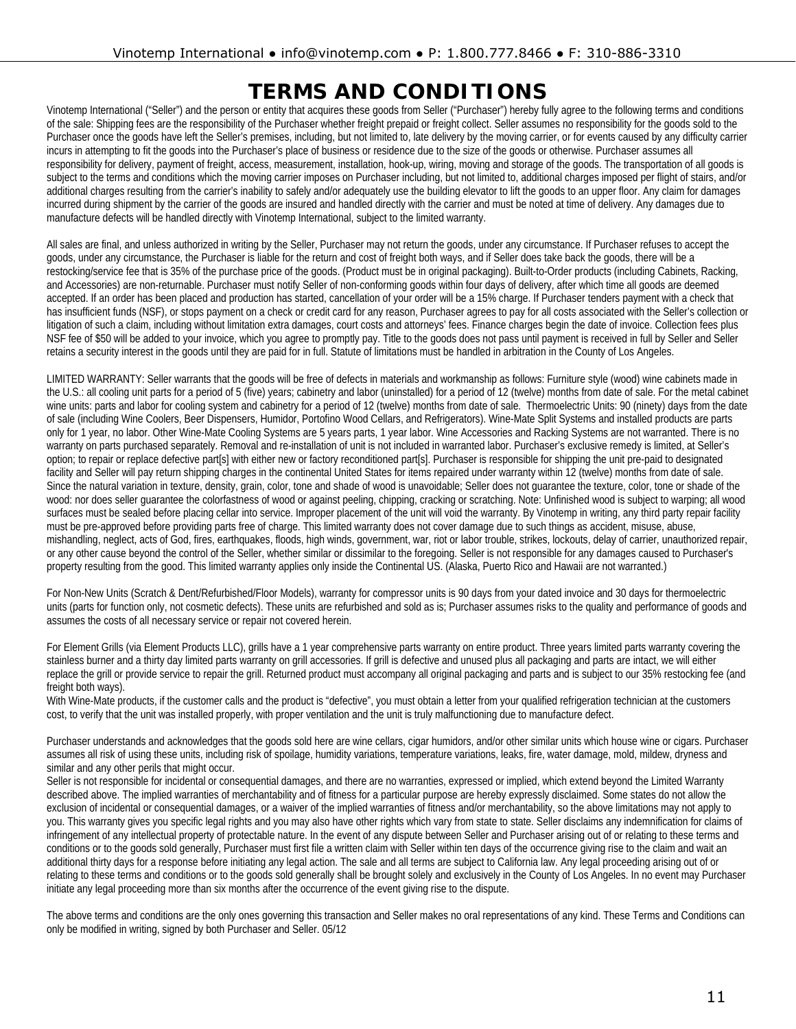# TERMS AND CONDITIONS

Vinotemp International ("Seller") and the person or entity that acquires these goods from Seller ("Purchaser") hereby fully agree to the following terms and conditions of the sale: Shipping fees are the responsibility of the Purchaser whether freight prepaid or freight collect. Seller assumes no responsibility for the goods sold to the Purchaser once the goods have left the Seller's premises, including, but not limited to, late delivery by the moving carrier, or for events caused by any difficulty carrier incurs in attempting to fit the goods into the Purchaser's place of business or residence due to the size of the goods or otherwise. Purchaser assumes all responsibility for delivery, payment of freight, access, measurement, installation, hook-up, wiring, moving and storage of the goods. The transportation of all goods is subject to the terms and conditions which the moving carrier imposes on Purchaser including, but not limited to, additional charges imposed per flight of stairs, and/or additional charges resulting from the carrier's inability to safely and/or adequately use the building elevator to lift the goods to an upper floor. Any claim for damages incurred during shipment by the carrier of the goods are insured and handled directly with the carrier and must be noted at time of delivery. Any damages due to manufacture defects will be handled directly with Vinotemp International, subject to the limited warranty.

All sales are final, and unless authorized in writing by the Seller, Purchaser may not return the goods, under any circumstance. If Purchaser refuses to accept the goods, under any circumstance, the Purchaser is liable for the return and cost of freight both ways, and if Seller does take back the goods, there will be a restocking/service fee that is 35% of the purchase price of the goods. (Product must be in original packaging). Built-to-Order products (including Cabinets, Racking, and Accessories) are non-returnable. Purchaser must notify Seller of non-conforming goods within four days of delivery, after which time all goods are deemed accepted. If an order has been placed and production has started, cancellation of your order will be a 15% charge. If Purchaser tenders payment with a check that has insufficient funds (NSF), or stops payment on a check or credit card for any reason, Purchaser agrees to pay for all costs associated with the Seller's collection or litigation of such a claim, including without limitation extra damages, court costs and attorneys' fees. Finance charges begin the date of invoice. Collection fees plus NSF fee of $50 will be added to your invoice, which you agree to promptly pay. Title to the goods does not pass until payment is received in full by Seller and Seller retains a security interest in the goods until they are paid for in full. Statute of limitations must be handled in arbitration in the County of Los Angeles.

LIMITED WARRANTY: Seller warrants that the goods will be free of defects in materials and workmanship as follows: Furniture style (wood) wine cabinets made in the U.S.: all cooling unit parts for a period of 5 (five) years; cabinetry and labor (uninstalled) for a period of 12 (twelve) months from date of sale. For the metal cabinet wine units: parts and labor for cooling system and cabinetry for a period of 12 (twelve) months from date of sale. Thermoelectric Units: 90 (ninety) days from the date of sale (including Wine Coolers, Beer Dispensers, Humidor, Portofino Wood Cellars, and Refrigerators). Wine-Mate Split Systems and installed products are parts only for 1 year, no labor. Other Wine-Mate Cooling Systems are 5 years parts, 1 year labor. Wine Accessories and Racking Systems are not warranted. There is no warranty on parts purchased separately. Removal and re-installation of unit is not included in warranted labor. Purchaser's exclusive remedy is limited, at Seller's option; to repair or replace defective part[s] with either new or factory reconditioned part[s]. Purchaser is responsible for shipping the unit pre-paid to designated facility and Seller will pay return shipping charges in the continental United States for items repaired under warranty within 12 (twelve) months from date of sale. Since the natural variation in texture, density, grain, color, tone and shade of wood is unavoidable; Seller does not guarantee the texture, color, tone or shade of the wood: nor does seller guarantee the colorfastness of wood or against peeling, chipping, cracking or scratching. Note: Unfinished wood is subject to warping; all wood surfaces must be sealed before placing cellar into service. Improper placement of the unit will void the warranty. By Vinotemp in writing, any third party repair facility must be pre-approved before providing parts free of charge. This limited warranty does not cover damage due to such things as accident, misuse, abuse, mishandling, neglect, acts of God, fires, earthquakes, floods, high winds, government, war, riot or labor trouble, strikes, lockouts, delay of carrier, unauthorized repair, or any other cause beyond the control of the Seller, whether similar or dissimilar to the foregoing. Seller is not responsible for any damages caused to Purchaser's property resulting from the good. This limited warranty applies only inside the Continental US. (Alaska, Puerto Rico and Hawaii are not warranted.)

For Non-New Units (Scratch & Dent/Refurbished/Floor Models), warranty for compressor units is 90 days from your dated invoice and 30 days for thermoelectric units (parts for function only, not cosmetic defects). These units are refurbished and sold as is; Purchaser assumes risks to the quality and performance of goods and assumes the costs of all necessary service or repair not covered herein.

For Element Grills (via Element Products LLC), grills have a 1 year comprehensive parts warranty on entire product. Three years limited parts warranty covering the stainless burner and a thirty day limited parts warranty on grill accessories. If grill is defective and unused plus all packaging and parts are intact, we will either replace the grill or provide service to repair the grill. Returned product must accompany all original packaging and parts and is subject to our 35% restocking fee (and freight both ways).

With Wine-Mate products, if the customer calls and the product is "defective", you must obtain a letter from your qualified refrigeration technician at the customers cost, to verify that the unit was installed properly, with proper ventilation and the unit is truly malfunctioning due to manufacture defect.

Purchaser understands and acknowledges that the goods sold here are wine cellars, cigar humidors, and/or other similar units which house wine or cigars. Purchaser assumes all risk of using these units, including risk of spoilage, humidity variations, temperature variations, leaks, fire, water damage, mold, mildew, dryness and similar and any other perils that might occur.

Seller is not responsible for incidental or consequential damages, and there are no warranties, expressed or implied, which extend beyond the Limited Warranty described above. The implied warranties of merchantability and of fitness for a particular purpose are hereby expressly disclaimed. Some states do not allow the exclusion of incidental or consequential damages, or a waiver of the implied warranties of fitness and/or merchantability, so the above limitations may not apply to you. This warranty gives you specific legal rights and you may also have other rights which vary from state to state. Seller disclaims any indemnification for claims of infringement of any intellectual property of protectable nature. In the event of any dispute between Seller and Purchaser arising out of or relating to these terms and conditions or to the goods sold generally, Purchaser must first file a written claim with Seller within ten days of the occurrence giving rise to the claim and wait an additional thirty days for a response before initiating any legal action. The sale and all terms are subject to California law. Any legal proceeding arising out of or relating to these terms and conditions or to the goods sold generally shall be brought solely and exclusively in the County of Los Angeles. In no event may Purchaser initiate any legal proceeding more than six months after the occurrence of the event giving rise to the dispute.

The above terms and conditions are the only ones governing this transaction and Seller makes no oral representations of any kind. These Terms and Conditions can only be modified in writing, signed by both Purchaser and Seller. 05/12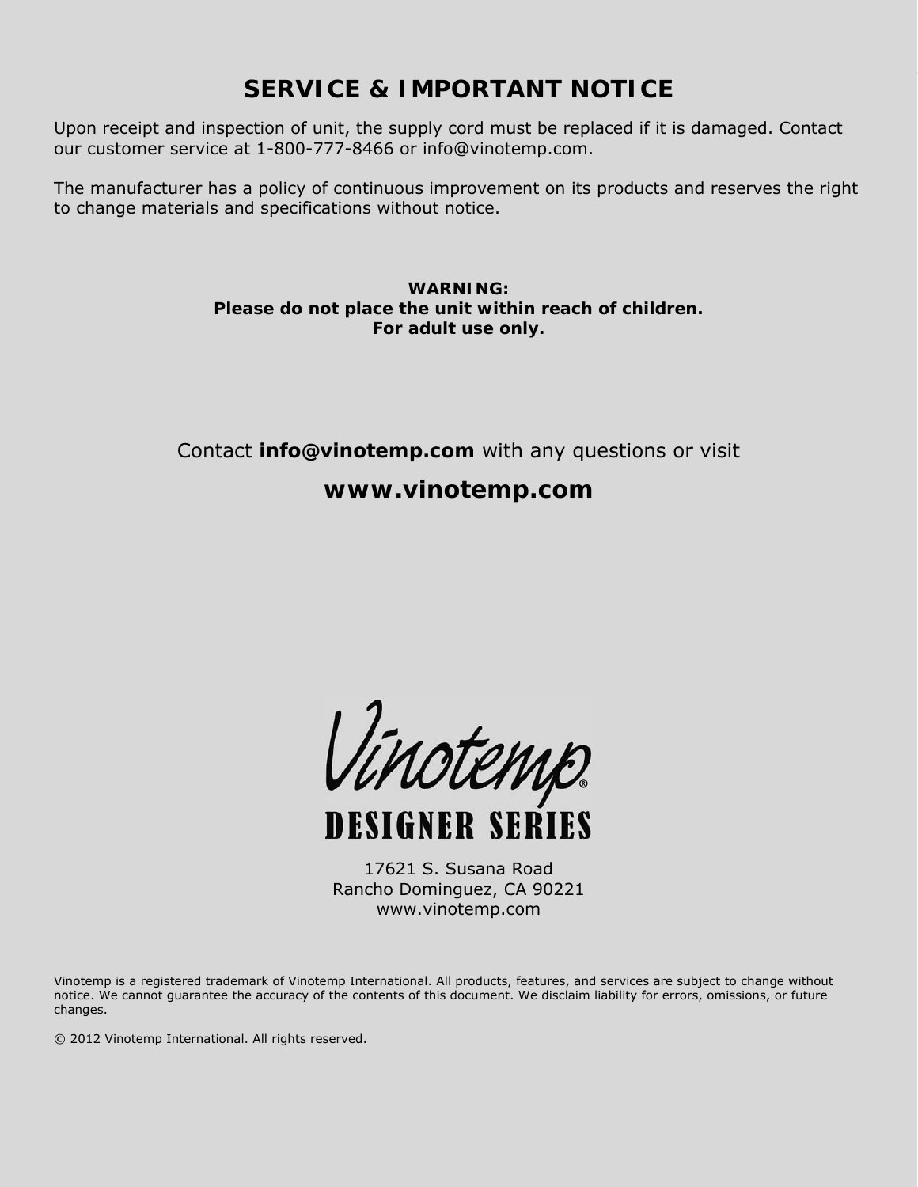# SERVICE & IMPORTANT NOTICE

Upon receipt and inspection of unit, the supply cord must be replaced if it is damaged. Contact our customer service at 1-800-777-8466 or info@vinotemp.com.

The manufacturer has a policy of continuous improvement on its products and reserves the right to change materials and specifications without notice.

**WARNING:**
**Please do not place the unit within reach of children.**
**For adult use only.**

Contact **info@vinotemp.com** with any questions or visit

**www.vinotemp.com**

Vinotemp®
DESIGNER SERIES

17621 S. Susana Road
Rancho Dominguez, CA 90221
www.vinotemp.com

Vinotemp is a registered trademark of Vinotemp International. All products, features, and services are subject to change without notice. We cannot guarantee the accuracy of the contents of this document. We disclaim liability for errors, omissions, or future changes.

© 2012 Vinotemp International. All rights reserved.